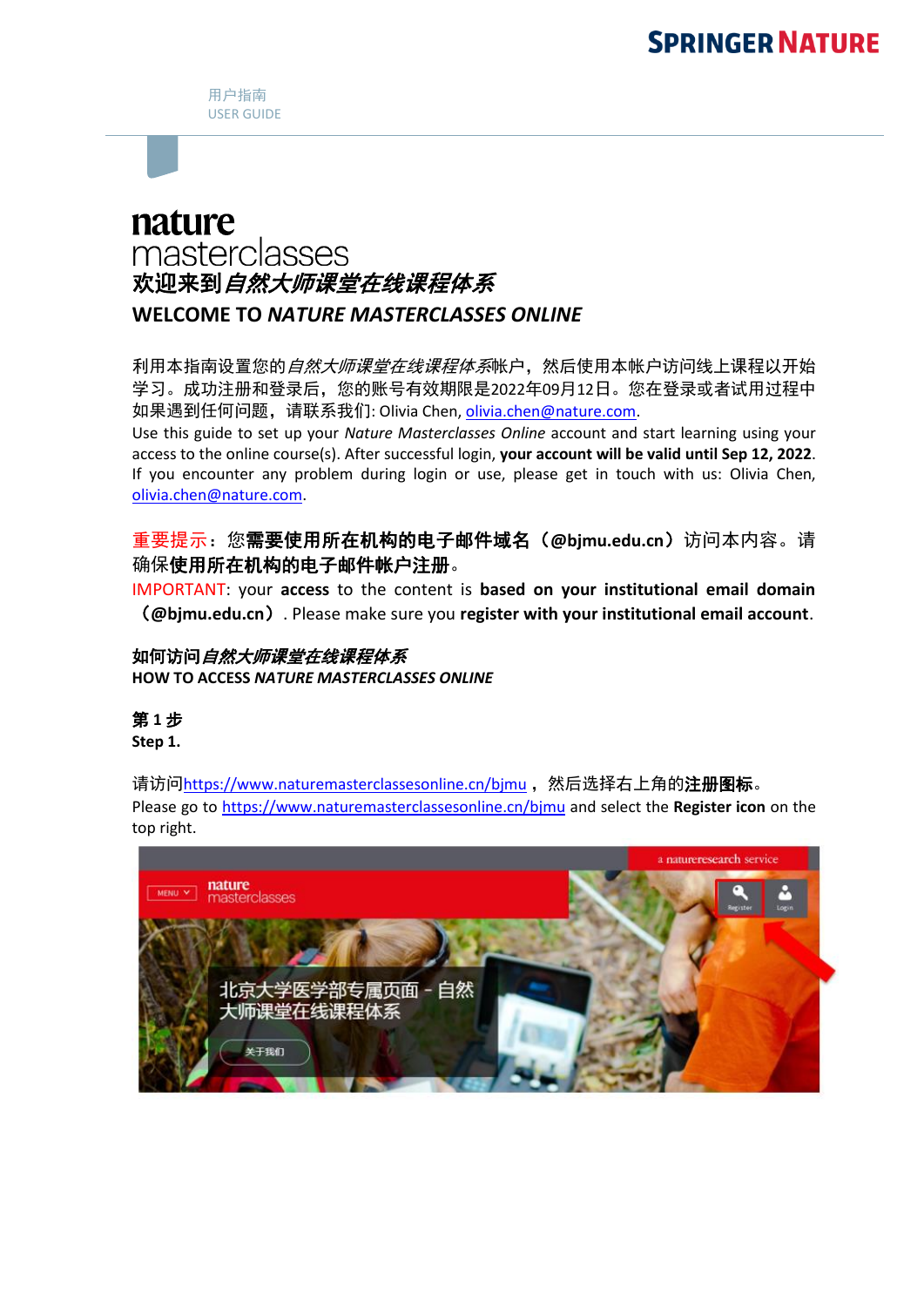用户指南
USER GUIDE

# nature masterclasses

## 欢迎来到*自然大师课堂在线课程体系*

## WELCOME TO *NATURE MASTERCLASSES ONLINE*

利用本指南设置您的*自然大师课堂在线课程体系*帐户，然后使用本帐户访问线上课程以开始学习。成功注册和登录后，您的账号有效期限是2022年09月12日。您在登录或者试用过程中如果遇到任何问题，请联系我们: Olivia Chen, olivia.chen@nature.com.

Use this guide to set up your *Nature Masterclasses Online* account and start learning using your access to the online course(s). After successful login, **your account will be valid until Sep 12, 2022**. If you encounter any problem during login or use, please get in touch with us: Olivia Chen, olivia.chen@nature.com.

重要提示：您**需要使用所在机构的电子邮件域名（@bjmu.edu.cn）**访问本内容。请确保**使用所在机构的电子邮件帐户注册**。

IMPORTANT: your **access** to the content is **based on your institutional email domain（@bjmu.edu.cn）**. Please make sure you **register with your institutional email account**.

### 如何访问*自然大师课堂在线课程体系*

### HOW TO ACCESS *NATURE MASTERCLASSES ONLINE*

**第 1 步**

**Step 1.**

请访问https://www.naturemasterclassesonline.cn/bjmu，然后选择右上角的**注册图标**。

Please go to https://www.naturemasterclassesonline.cn/bjmu and select the **Register icon** on the top right.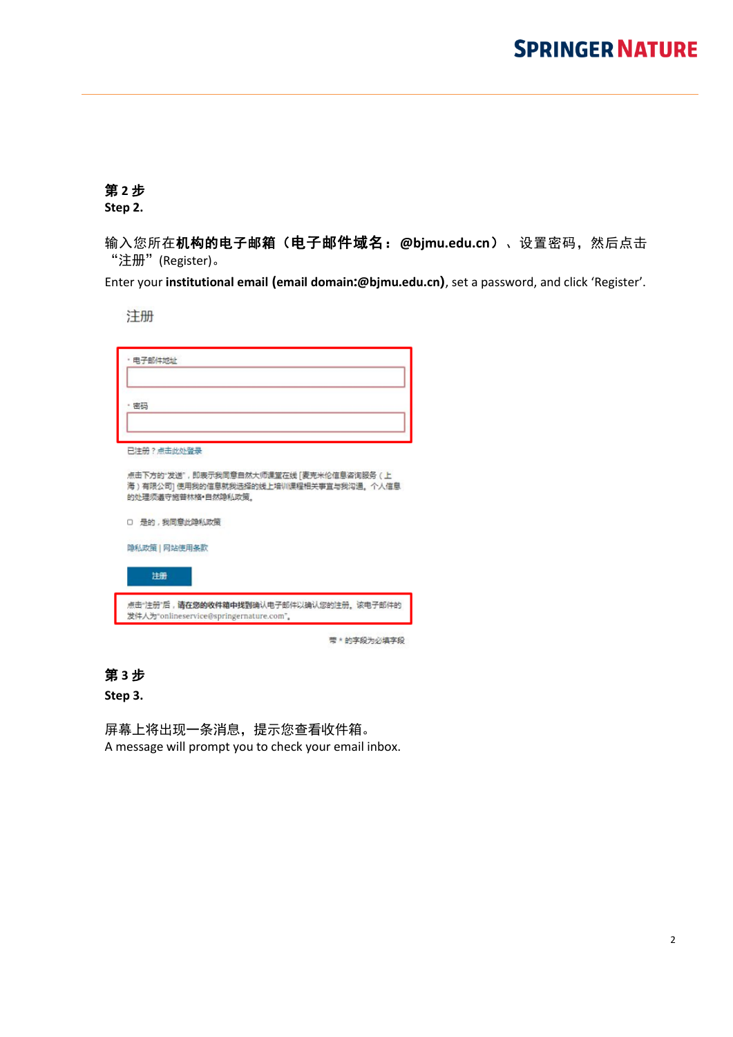**第 2 步**
**Step 2.**

输入您所在**机构的电子邮箱（电子邮件域名：@bjmu.edu.cn）**、设置密码，然后点击“注册”(Register)。

Enter your **institutional email (email domain:@bjmu.edu.cn)**, set a password, and click ‘Register’.

注册

\* 电子邮件地址

\* 密码

已注册？点击此处登录

点击下方的“发送”，即表示我同意自然大师课堂在线 [麦克米伦信息咨询服务（上海）有限公司] 使用我的信息就我选择的线上培训课程相关事宜与我沟通。个人信息的处理须遵守施普林格•自然隐私政策。

☐ 是的，我同意此隐私政策

隐私政策 | 网站使用条款

注册

点击“注册”后，**请在您的收件箱中找到**确认电子邮件以确认您的注册。该电子邮件的发件人为“onlineservice@springernature.com”。

带 * 的字段为必填字段

**第 3 步**
**Step 3.**

屏幕上将出现一条消息，提示您查看收件箱。
A message will prompt you to check your email inbox.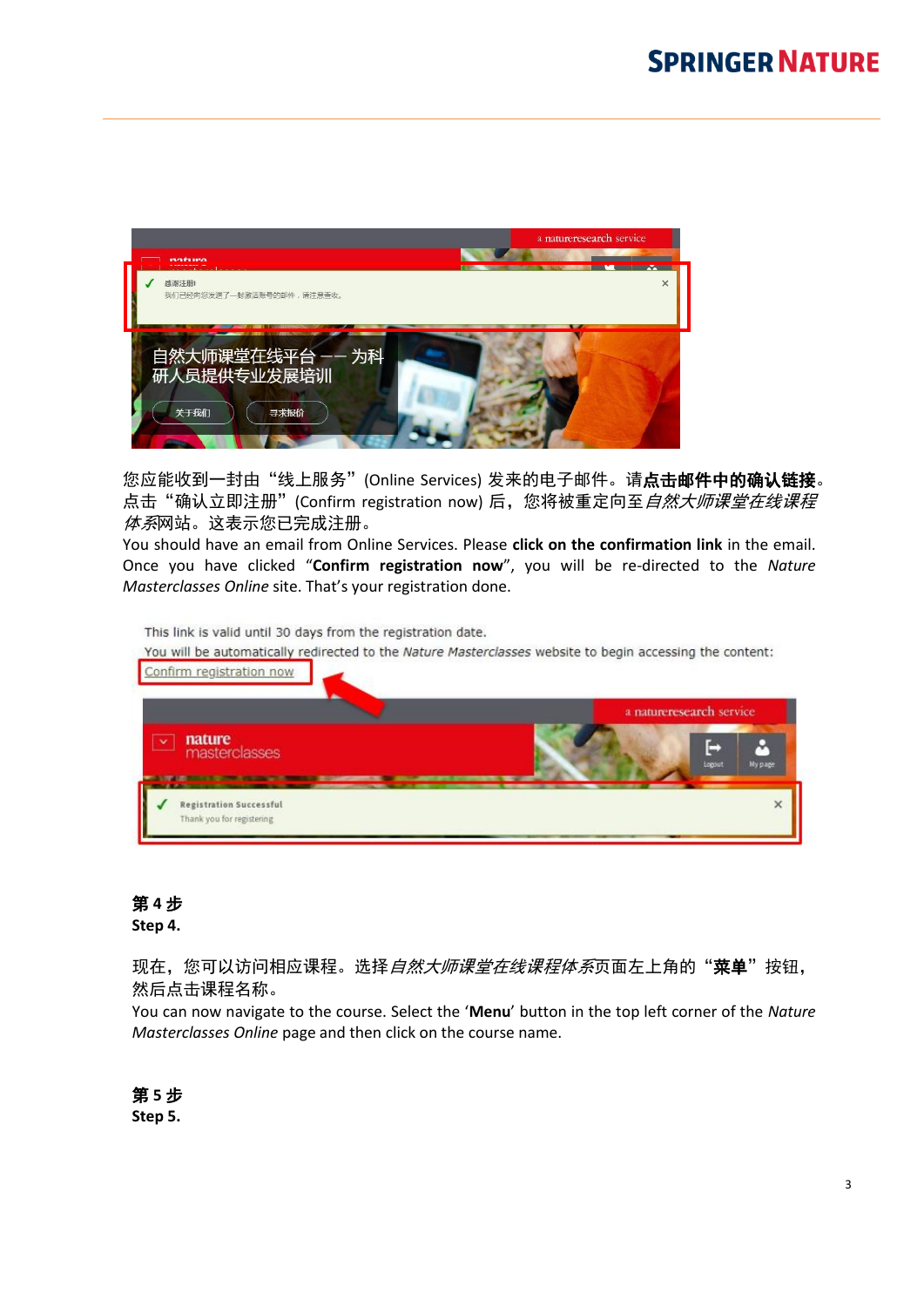您应能收到一封由“线上服务”(Online Services) 发来的电子邮件。请**点击邮件中的确认链接**。点击“确认立即注册”(Confirm registration now) 后，您将被重定向至*自然大师课堂在线课程体系*网站。这表示您已完成注册。

You should have an email from Online Services. Please **click on the confirmation link** in the email. Once you have clicked “**Confirm registration now**”, you will be re-directed to the *Nature Masterclasses Online* site. That's your registration done.

**第 4 步**
**Step 4.**

现在，您可以访问相应课程。选择*自然大师课堂在线课程体系*页面左上角的“**菜单**”按钮，然后点击课程名称。

You can now navigate to the course. Select the ‘**Menu**’ button in the top left corner of the *Nature Masterclasses Online* page and then click on the course name.

**第 5 步**
**Step 5.**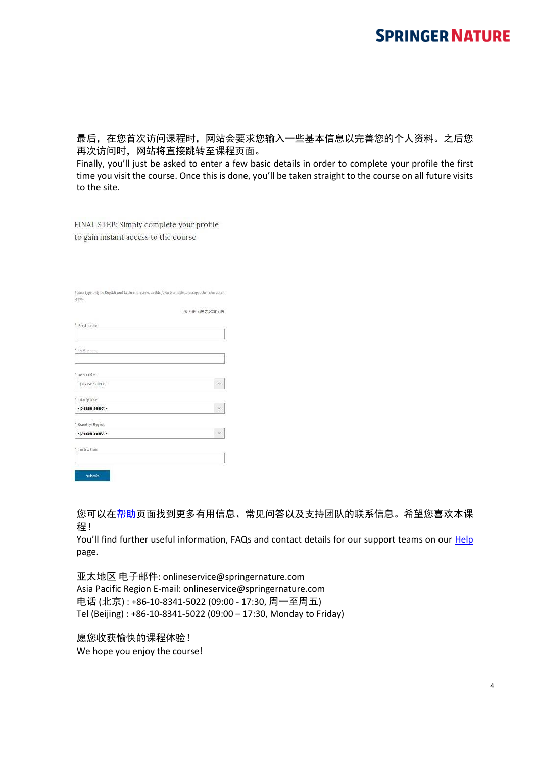最后，在您首次访问课程时，网站会要求您输入一些基本信息以完善您的个人资料。之后您再次访问时，网站将直接跳转至课程页面。

Finally, you'll just be asked to enter a few basic details in order to complete your profile the first time you visit the course. Once this is done, you'll be taken straight to the course on all future visits to the site.

FINAL STEP: Simply complete your profile to gain instant access to the course

Please type only in English and Latin characters as this form is unable to accept other character types.

带 * 的字段为必填字段

\* First name

\* Last name

\* Job Title

- please select -

\* Discipline

- please select -

\* Country/Region

- please select -

\* Institution

submit

您可以在帮助页面找到更多有用信息、常见问答以及支持团队的联系信息。希望您喜欢本课程！

You'll find further useful information, FAQs and contact details for our support teams on our Help page.

亚太地区 电子邮件: onlineservice@springernature.com
Asia Pacific Region E-mail: onlineservice@springernature.com
电话 (北京) : +86-10-8341-5022 (09:00 - 17:30, 周一至周五)
Tel (Beijing) : +86-10-8341-5022 (09:00 – 17:30, Monday to Friday)

愿您收获愉快的课程体验！
We hope you enjoy the course!